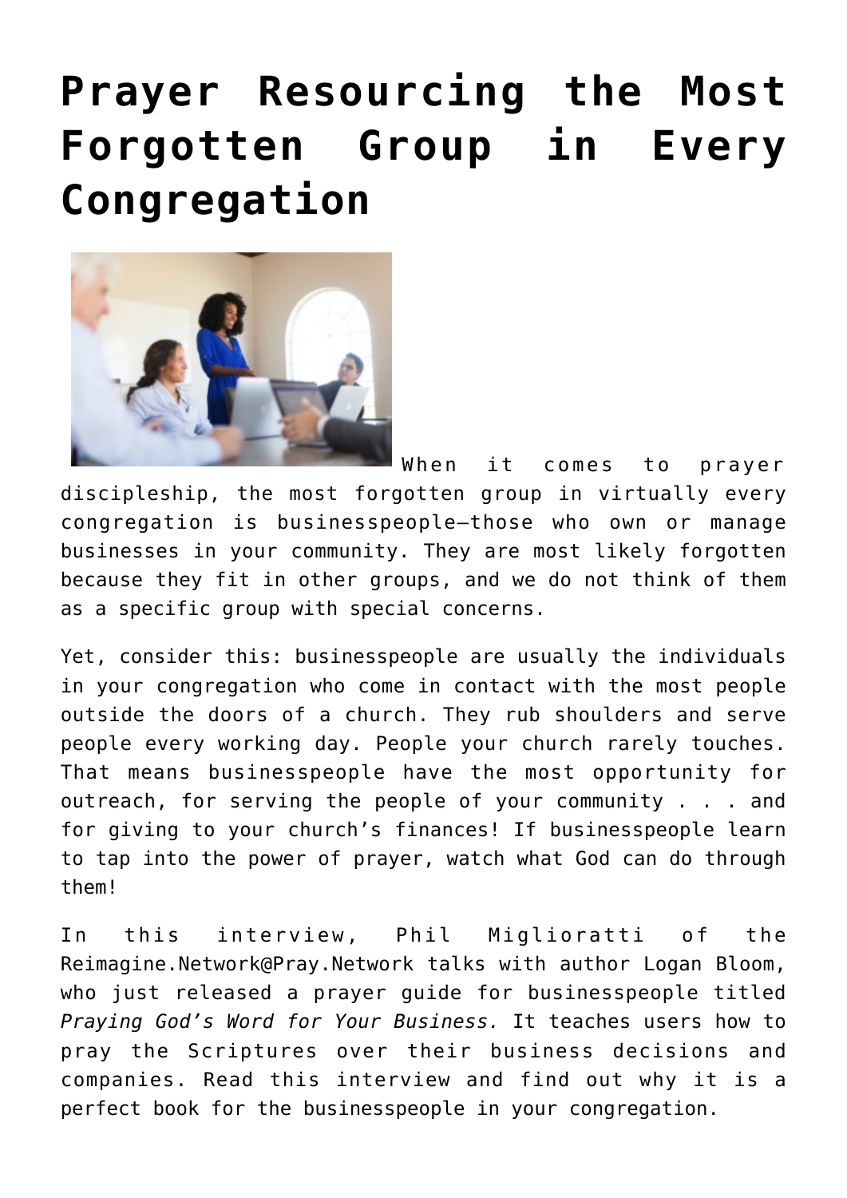# Prayer Resourcing the Most Forgotten Group in Every Congregation

When it comes to prayer discipleship, the most forgotten group in virtually every congregation is businesspeople—those who own or manage businesses in your community. They are most likely forgotten because they fit in other groups, and we do not think of them as a specific group with special concerns.

Yet, consider this: businesspeople are usually the individuals in your congregation who come in contact with the most people outside the doors of a church. They rub shoulders and serve people every working day. People your church rarely touches. That means businesspeople have the most opportunity for outreach, for serving the people of your community . . . and for giving to your church's finances! If businesspeople learn to tap into the power of prayer, watch what God can do through them!

In this interview, Phil Miglioratti of the Reimagine.Network@Pray.Network talks with author Logan Bloom, who just released a prayer guide for businesspeople titled *Praying God's Word for Your Business.* It teaches users how to pray the Scriptures over their business decisions and companies. Read this interview and find out why it is a perfect book for the businesspeople in your congregation.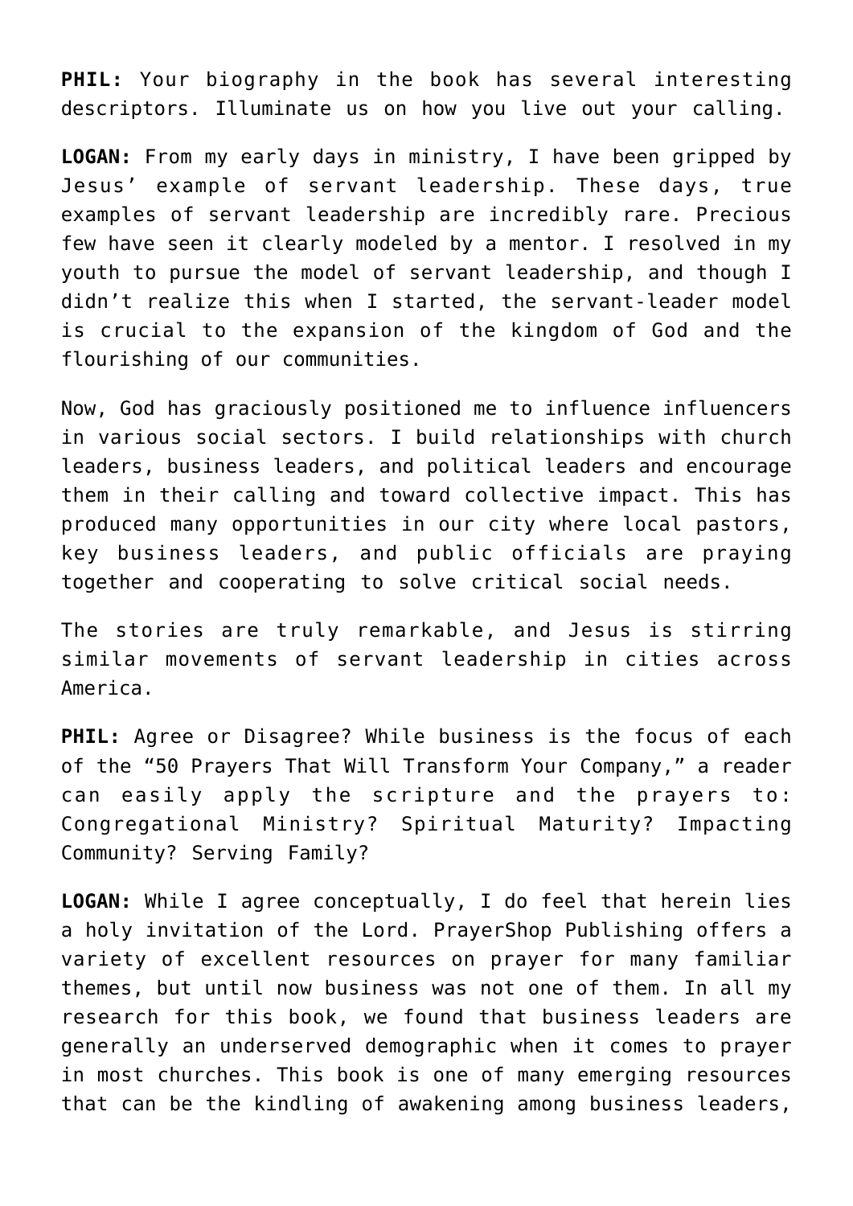**PHIL:** Your biography in the book has several interesting descriptors. Illuminate us on how you live out your calling.

**LOGAN:** From my early days in ministry, I have been gripped by Jesus' example of servant leadership. These days, true examples of servant leadership are incredibly rare. Precious few have seen it clearly modeled by a mentor. I resolved in my youth to pursue the model of servant leadership, and though I didn't realize this when I started, the servant-leader model is crucial to the expansion of the kingdom of God and the flourishing of our communities.

Now, God has graciously positioned me to influence influencers in various social sectors. I build relationships with church leaders, business leaders, and political leaders and encourage them in their calling and toward collective impact. This has produced many opportunities in our city where local pastors, key business leaders, and public officials are praying together and cooperating to solve critical social needs.

The stories are truly remarkable, and Jesus is stirring similar movements of servant leadership in cities across America.

**PHIL:** Agree or Disagree? While business is the focus of each of the "50 Prayers That Will Transform Your Company," a reader can easily apply the scripture and the prayers to: Congregational Ministry? Spiritual Maturity? Impacting Community? Serving Family?

**LOGAN:** While I agree conceptually, I do feel that herein lies a holy invitation of the Lord. PrayerShop Publishing offers a variety of excellent resources on prayer for many familiar themes, but until now business was not one of them. In all my research for this book, we found that business leaders are generally an underserved demographic when it comes to prayer in most churches. This book is one of many emerging resources that can be the kindling of awakening among business leaders,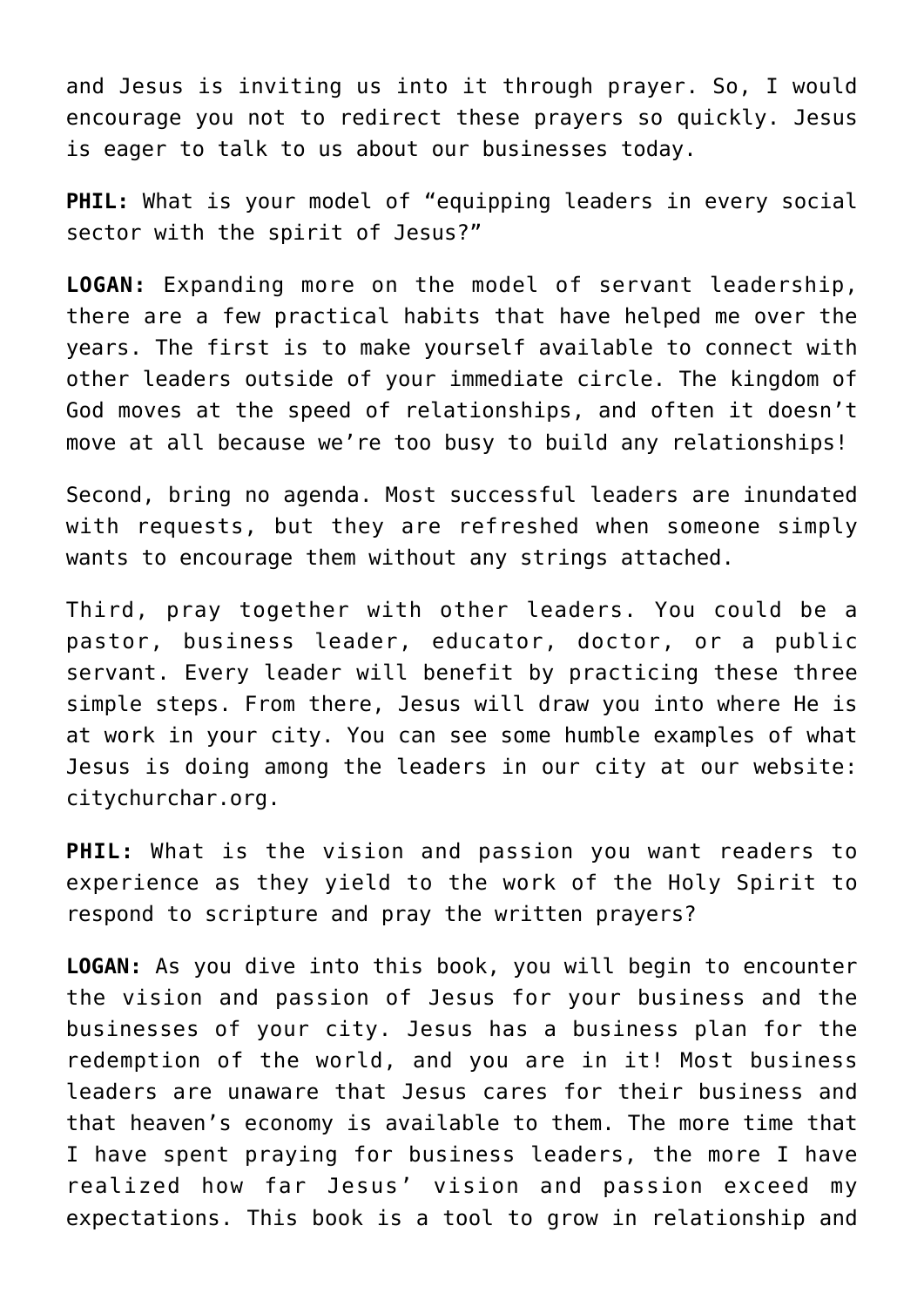and Jesus is inviting us into it through prayer. So, I would encourage you not to redirect these prayers so quickly. Jesus is eager to talk to us about our businesses today.

**PHIL:** What is your model of "equipping leaders in every social sector with the spirit of Jesus?"

**LOGAN:** Expanding more on the model of servant leadership, there are a few practical habits that have helped me over the years. The first is to make yourself available to connect with other leaders outside of your immediate circle. The kingdom of God moves at the speed of relationships, and often it doesn't move at all because we're too busy to build any relationships!

Second, bring no agenda. Most successful leaders are inundated with requests, but they are refreshed when someone simply wants to encourage them without any strings attached.

Third, pray together with other leaders. You could be a pastor, business leader, educator, doctor, or a public servant. Every leader will benefit by practicing these three simple steps. From there, Jesus will draw you into where He is at work in your city. You can see some humble examples of what Jesus is doing among the leaders in our city at our website: citychurchar.org.

**PHIL:** What is the vision and passion you want readers to experience as they yield to the work of the Holy Spirit to respond to scripture and pray the written prayers?

**LOGAN:** As you dive into this book, you will begin to encounter the vision and passion of Jesus for your business and the businesses of your city. Jesus has a business plan for the redemption of the world, and you are in it! Most business leaders are unaware that Jesus cares for their business and that heaven's economy is available to them. The more time that I have spent praying for business leaders, the more I have realized how far Jesus' vision and passion exceed my expectations. This book is a tool to grow in relationship and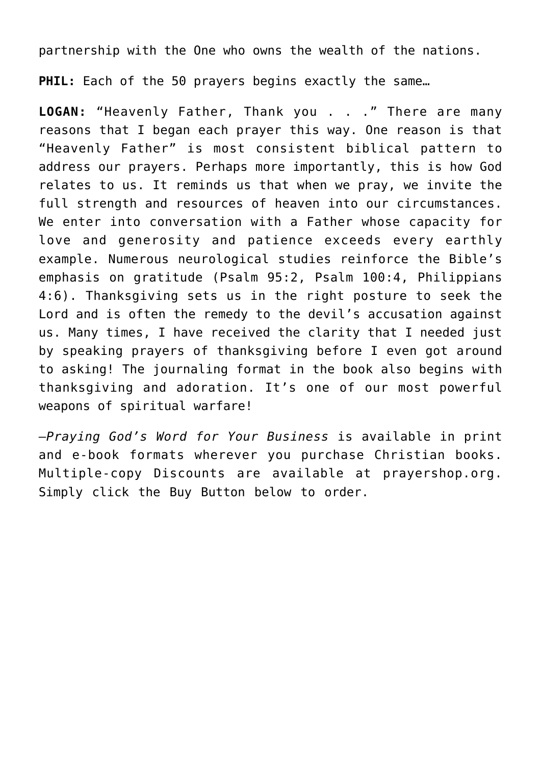partnership with the One who owns the wealth of the nations.

**PHIL:** Each of the 50 prayers begins exactly the same…

**LOGAN:** "Heavenly Father, Thank you . . ." There are many reasons that I began each prayer this way. One reason is that "Heavenly Father" is most consistent biblical pattern to address our prayers. Perhaps more importantly, this is how God relates to us. It reminds us that when we pray, we invite the full strength and resources of heaven into our circumstances. We enter into conversation with a Father whose capacity for love and generosity and patience exceeds every earthly example. Numerous neurological studies reinforce the Bible's emphasis on gratitude (Psalm 95:2, Psalm 100:4, Philippians 4:6). Thanksgiving sets us in the right posture to seek the Lord and is often the remedy to the devil's accusation against us. Many times, I have received the clarity that I needed just by speaking prayers of thanksgiving before I even got around to asking! The journaling format in the book also begins with thanksgiving and adoration. It's one of our most powerful weapons of spiritual warfare!

—*Praying God's Word for Your Business* is available in print and e-book formats wherever you purchase Christian books. Multiple-copy Discounts are available at prayershop.org. Simply click the Buy Button below to order.